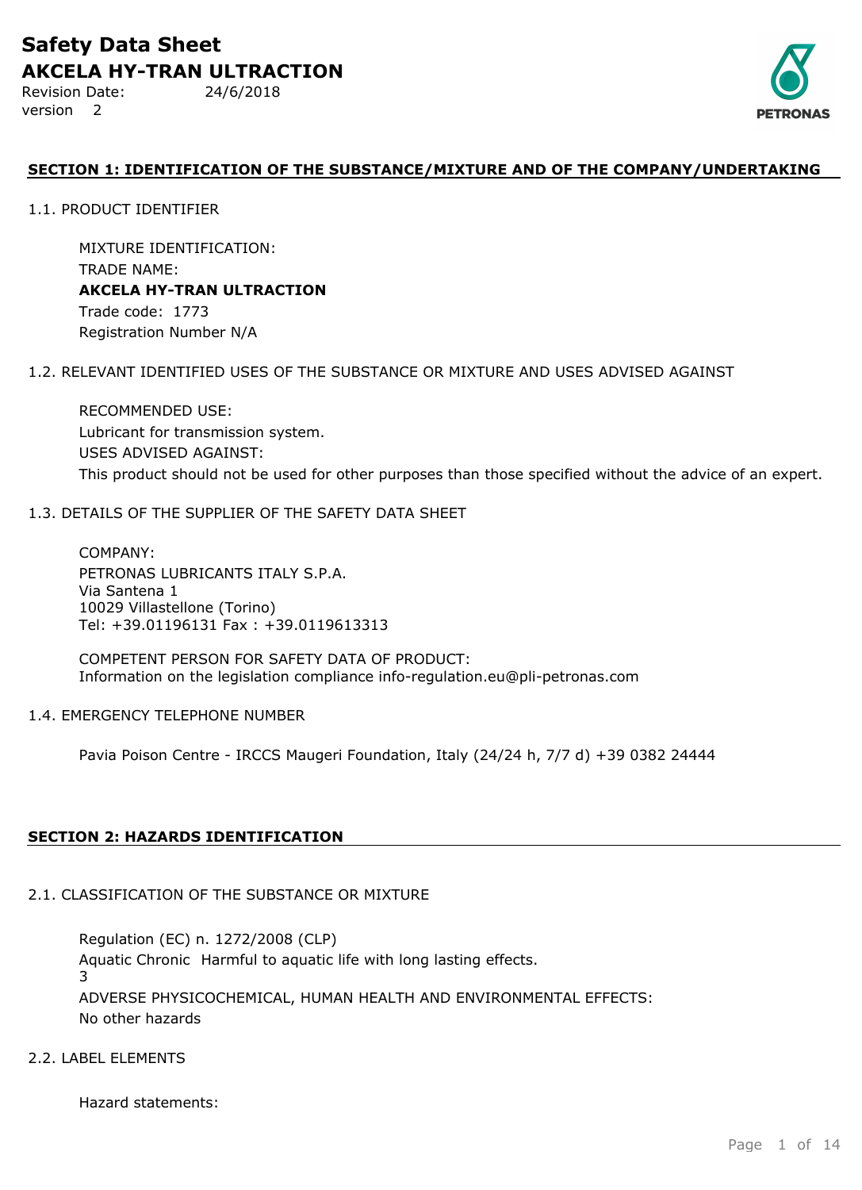# Safety Data Sheet

## AKCELA HY-TRAN ULTRACTION

Revision Date: 24/6/2018

version 2

### SECTION 1: IDENTIFICATION OF THE SUBSTANCE/MIXTURE AND OF THE COMPANY/UNDERTAKING

1.1. PRODUCT IDENTIFIER

MIXTURE IDENTIFICATION:
TRADE NAME:
**AKCELA HY-TRAN ULTRACTION**
Trade code: 1773
Registration Number N/A

1.2. RELEVANT IDENTIFIED USES OF THE SUBSTANCE OR MIXTURE AND USES ADVISED AGAINST

RECOMMENDED USE:
Lubricant for transmission system.
USES ADVISED AGAINST:
This product should not be used for other purposes than those specified without the advice of an expert.

1.3. DETAILS OF THE SUPPLIER OF THE SAFETY DATA SHEET

COMPANY:
PETRONAS LUBRICANTS ITALY S.P.A.
Via Santena 1
10029 Villastellone (Torino)
Tel: +39.01196131 Fax : +39.0119613313

COMPETENT PERSON FOR SAFETY DATA OF PRODUCT:
Information on the legislation compliance info-regulation.eu@pli-petronas.com

1.4. EMERGENCY TELEPHONE NUMBER

Pavia Poison Centre - IRCCS Maugeri Foundation, Italy (24/24 h, 7/7 d) +39 0382 24444

### SECTION 2: HAZARDS IDENTIFICATION

2.1. CLASSIFICATION OF THE SUBSTANCE OR MIXTURE

Regulation (EC) n. 1272/2008 (CLP)
Aquatic Chronic 3 Harmful to aquatic life with long lasting effects.
ADVERSE PHYSICOCHEMICAL, HUMAN HEALTH AND ENVIRONMENTAL EFFECTS:
No other hazards

2.2. LABEL ELEMENTS

Hazard statements: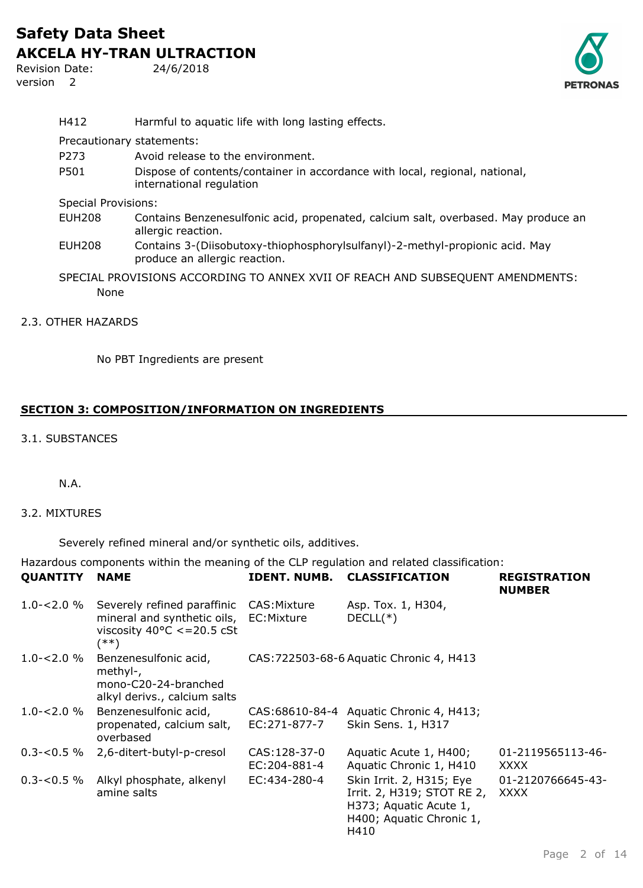| | |
|---|---|
| H412 | Harmful to aquatic life with long lasting effects. |

Precautionary statements:

| | |
|---|---|
| P273 | Avoid release to the environment. |
| P501 | Dispose of contents/container in accordance with local, regional, national, international regulation |

Special Provisions:

| | |
|---|---|
| EUH208 | Contains Benzenesulfonic acid, propenated, calcium salt, overbased. May produce an allergic reaction. |
| EUH208 | Contains 3-(Diisobutoxy-thiophosphorylsulfanyl)-2-methyl-propionic acid. May produce an allergic reaction. |

SPECIAL PROVISIONS ACCORDING TO ANNEX XVII OF REACH AND SUBSEQUENT AMENDMENTS:

None

2.3. OTHER HAZARDS

No PBT Ingredients are present

## SECTION 3: COMPOSITION/INFORMATION ON INGREDIENTS

3.1. SUBSTANCES

N.A.

3.2. MIXTURES

Severely refined mineral and/or synthetic oils, additives.

Hazardous components within the meaning of the CLP regulation and related classification:

| QUANTITY | NAME | IDENT. NUMB. | CLASSIFICATION | REGISTRATION NUMBER |
|---|---|---|---|---|
| 1.0-<2.0 % | Severely refined paraffinic mineral and synthetic oils, viscosity 40°C <=20.5 cSt (**) | CAS:Mixture EC:Mixture | Asp. Tox. 1, H304, DECLL(*) | |
| 1.0-<2.0 % | Benzenesulfonic acid, methyl-, mono-C20-24-branched alkyl derivs., calcium salts | CAS:722503-68-6 | Aquatic Chronic 4, H413 | |
| 1.0-<2.0 % | Benzenesulfonic acid, propenated, calcium salt, overbased | CAS:68610-84-4 EC:271-877-7 | Aquatic Chronic 4, H413; Skin Sens. 1, H317 | |
| 0.3-<0.5 % | 2,6-ditert-butyl-p-cresol | CAS:128-37-0 EC:204-881-4 | Aquatic Acute 1, H400; Aquatic Chronic 1, H410 | 01-2119565113-46-XXXX |
| 0.3-<0.5 % | Alkyl phosphate, alkenyl amine salts | EC:434-280-4 | Skin Irrit. 2, H315; Eye Irrit. 2, H319; STOT RE 2, H373; Aquatic Acute 1, H400; Aquatic Chronic 1, H410 | 01-2120766645-43-XXXX |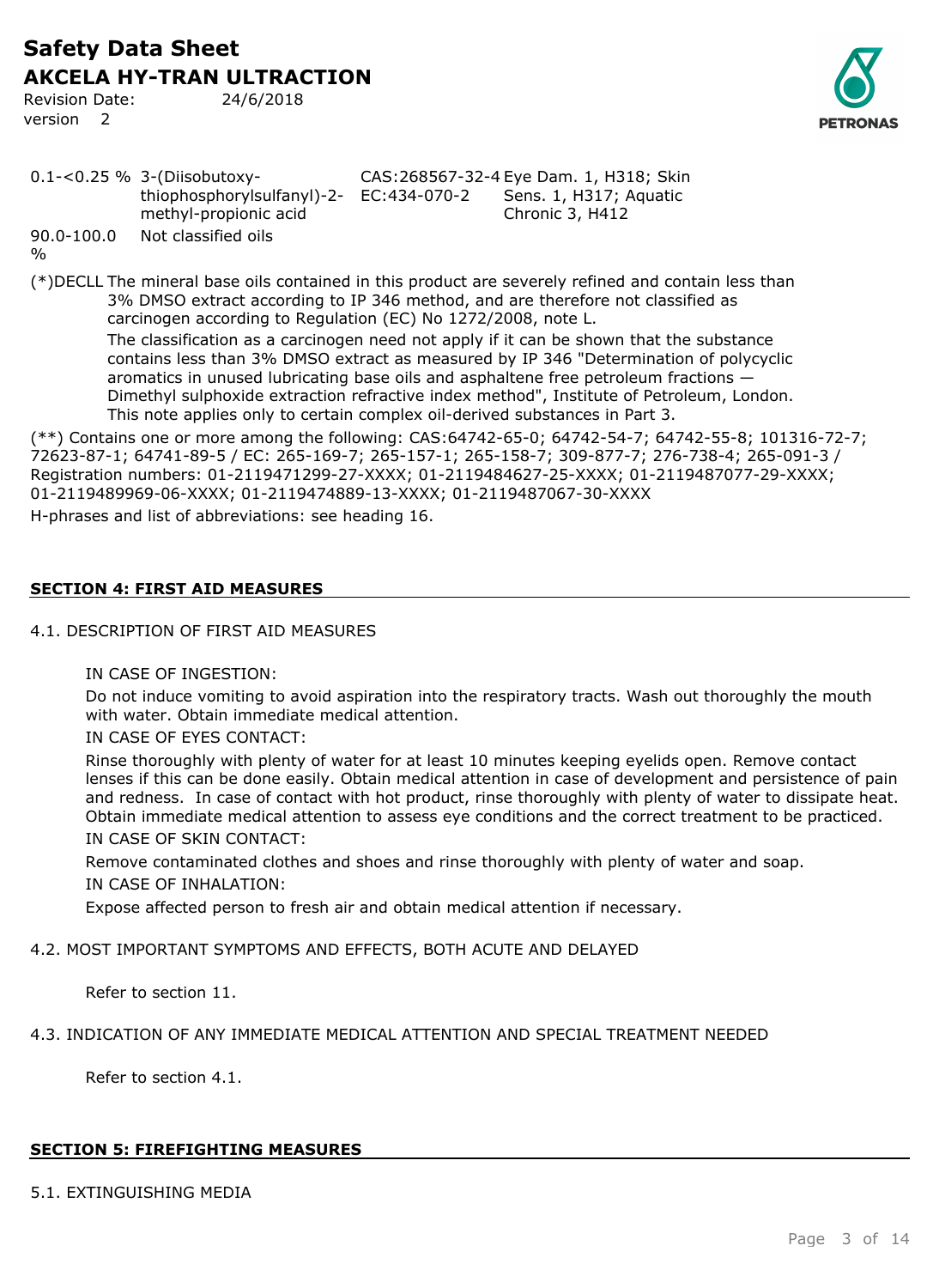| | | | |
|---|---|---|---|
| 0.1-<0.25 % | 3-(Diisobutoxy-thiophosphorylsulfanyl)-2-methyl-propionic acid | CAS:268567-32-4 EC:434-070-2 | Eye Dam. 1, H318; Skin Sens. 1, H317; Aquatic Chronic 3, H412 |
| 90.0-100.0 % | Not classified oils | | |

(*)DECLL The mineral base oils contained in this product are severely refined and contain less than 3% DMSO extract according to IP 346 method, and are therefore not classified as carcinogen according to Regulation (EC) No 1272/2008, note L.

The classification as a carcinogen need not apply if it can be shown that the substance contains less than 3% DMSO extract as measured by IP 346 "Determination of polycyclic aromatics in unused lubricating base oils and asphaltene free petroleum fractions — Dimethyl sulphoxide extraction refractive index method", Institute of Petroleum, London. This note applies only to certain complex oil-derived substances in Part 3.

(**) Contains one or more among the following: CAS:64742-65-0; 64742-54-7; 64742-55-8; 101316-72-7; 72623-87-1; 64741-89-5 / EC: 265-169-7; 265-157-1; 265-158-7; 309-877-7; 276-738-4; 265-091-3 / Registration numbers: 01-2119471299-27-XXXX; 01-2119484627-25-XXXX; 01-2119487077-29-XXXX; 01-2119489969-06-XXXX; 01-2119474889-13-XXXX; 01-2119487067-30-XXXX

H-phrases and list of abbreviations: see heading 16.

## SECTION 4: FIRST AID MEASURES

### 4.1. DESCRIPTION OF FIRST AID MEASURES

IN CASE OF INGESTION:

Do not induce vomiting to avoid aspiration into the respiratory tracts. Wash out thoroughly the mouth with water. Obtain immediate medical attention.

IN CASE OF EYES CONTACT:

Rinse thoroughly with plenty of water for at least 10 minutes keeping eyelids open. Remove contact lenses if this can be done easily. Obtain medical attention in case of development and persistence of pain and redness. In case of contact with hot product, rinse thoroughly with plenty of water to dissipate heat. Obtain immediate medical attention to assess eye conditions and the correct treatment to be practiced.

IN CASE OF SKIN CONTACT:

Remove contaminated clothes and shoes and rinse thoroughly with plenty of water and soap.

IN CASE OF INHALATION:

Expose affected person to fresh air and obtain medical attention if necessary.

### 4.2. MOST IMPORTANT SYMPTOMS AND EFFECTS, BOTH ACUTE AND DELAYED

Refer to section 11.

### 4.3. INDICATION OF ANY IMMEDIATE MEDICAL ATTENTION AND SPECIAL TREATMENT NEEDED

Refer to section 4.1.

## SECTION 5: FIREFIGHTING MEASURES

### 5.1. EXTINGUISHING MEDIA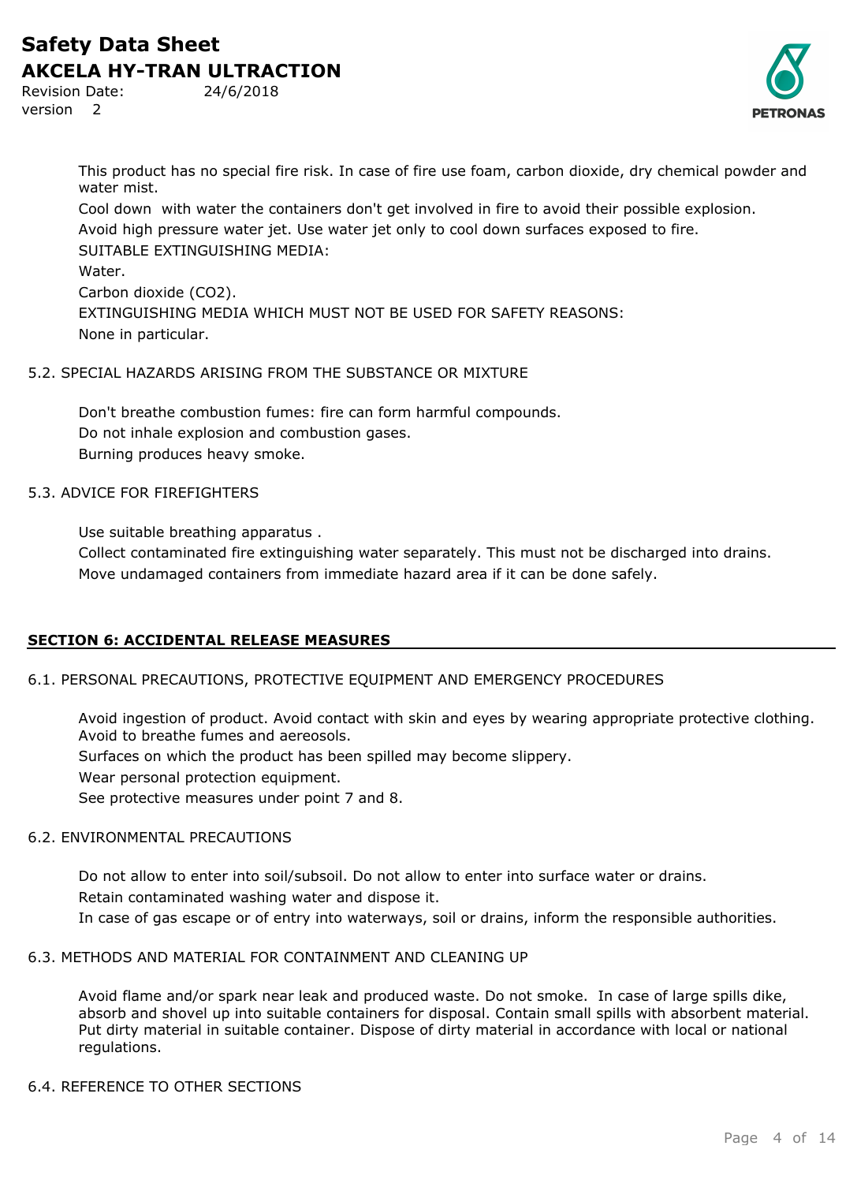This product has no special fire risk. In case of fire use foam, carbon dioxide, dry chemical powder and water mist.

Cool down with water the containers don't get involved in fire to avoid their possible explosion.

Avoid high pressure water jet. Use water jet only to cool down surfaces exposed to fire.

SUITABLE EXTINGUISHING MEDIA:

Water.

Carbon dioxide ($CO_2$).

EXTINGUISHING MEDIA WHICH MUST NOT BE USED FOR SAFETY REASONS:

None in particular.

5.2. SPECIAL HAZARDS ARISING FROM THE SUBSTANCE OR MIXTURE

Don't breathe combustion fumes: fire can form harmful compounds.

Do not inhale explosion and combustion gases.

Burning produces heavy smoke.

5.3. ADVICE FOR FIREFIGHTERS

Use suitable breathing apparatus .

Collect contaminated fire extinguishing water separately. This must not be discharged into drains.

Move undamaged containers from immediate hazard area if it can be done safely.

## SECTION 6: ACCIDENTAL RELEASE MEASURES

6.1. PERSONAL PRECAUTIONS, PROTECTIVE EQUIPMENT AND EMERGENCY PROCEDURES

Avoid ingestion of product. Avoid contact with skin and eyes by wearing appropriate protective clothing. Avoid to breathe fumes and aereosols.

Surfaces on which the product has been spilled may become slippery.

Wear personal protection equipment.

See protective measures under point 7 and 8.

6.2. ENVIRONMENTAL PRECAUTIONS

Do not allow to enter into soil/subsoil. Do not allow to enter into surface water or drains.

Retain contaminated washing water and dispose it.

In case of gas escape or of entry into waterways, soil or drains, inform the responsible authorities.

6.3. METHODS AND MATERIAL FOR CONTAINMENT AND CLEANING UP

Avoid flame and/or spark near leak and produced waste. Do not smoke. In case of large spills dike, absorb and shovel up into suitable containers for disposal. Contain small spills with absorbent material. Put dirty material in suitable container. Dispose of dirty material in accordance with local or national regulations.

6.4. REFERENCE TO OTHER SECTIONS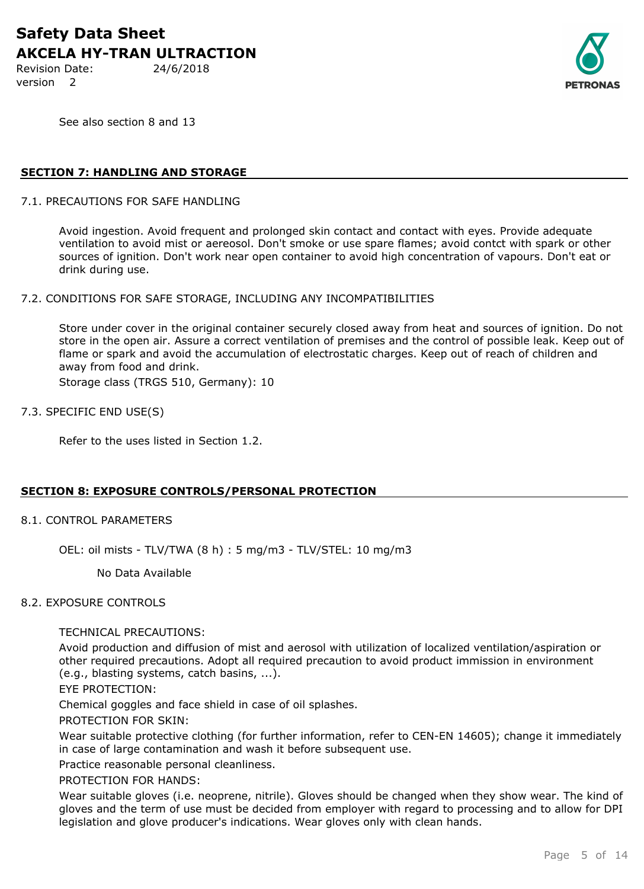See also section 8 and 13

## SECTION 7: HANDLING AND STORAGE

### 7.1. PRECAUTIONS FOR SAFE HANDLING

Avoid ingestion. Avoid frequent and prolonged skin contact and contact with eyes. Provide adequate ventilation to avoid mist or aereosol. Don't smoke or use spare flames; avoid contct with spark or other sources of ignition. Don't work near open container to avoid high concentration of vapours. Don't eat or drink during use.

### 7.2. CONDITIONS FOR SAFE STORAGE, INCLUDING ANY INCOMPATIBILITIES

Store under cover in the original container securely closed away from heat and sources of ignition. Do not store in the open air. Assure a correct ventilation of premises and the control of possible leak. Keep out of flame or spark and avoid the accumulation of electrostatic charges. Keep out of reach of children and away from food and drink.

Storage class (TRGS 510, Germany): 10

### 7.3. SPECIFIC END USE(S)

Refer to the uses listed in Section 1.2.

## SECTION 8: EXPOSURE CONTROLS/PERSONAL PROTECTION

### 8.1. CONTROL PARAMETERS

OEL: oil mists - TLV/TWA (8 h) : 5 mg/m3 - TLV/STEL: 10 mg/m3

No Data Available

### 8.2. EXPOSURE CONTROLS

TECHNICAL PRECAUTIONS:

Avoid production and diffusion of mist and aerosol with utilization of localized ventilation/aspiration or other required precautions. Adopt all required precaution to avoid product immission in environment (e.g., blasting systems, catch basins, ...).

EYE PROTECTION:

Chemical goggles and face shield in case of oil splashes.

PROTECTION FOR SKIN:

Wear suitable protective clothing (for further information, refer to CEN-EN 14605); change it immediately in case of large contamination and wash it before subsequent use.

Practice reasonable personal cleanliness.

PROTECTION FOR HANDS:

Wear suitable gloves (i.e. neoprene, nitrile). Gloves should be changed when they show wear. The kind of gloves and the term of use must be decided from employer with regard to processing and to allow for DPI legislation and glove producer's indications. Wear gloves only with clean hands.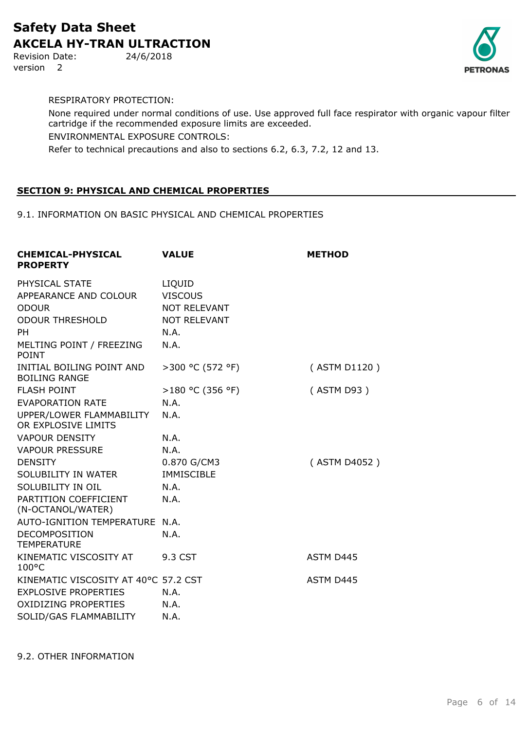RESPIRATORY PROTECTION:

None required under normal conditions of use. Use approved full face respirator with organic vapour filter cartridge if the recommended exposure limits are exceeded.

ENVIRONMENTAL EXPOSURE CONTROLS:

Refer to technical precautions and also to sections 6.2, 6.3, 7.2, 12 and 13.

## SECTION 9: PHYSICAL AND CHEMICAL PROPERTIES

9.1. INFORMATION ON BASIC PHYSICAL AND CHEMICAL PROPERTIES

| CHEMICAL-PHYSICAL PROPERTY | VALUE | METHOD |
|---|---|---|
| PHYSICAL STATE | LIQUID | |
| APPEARANCE AND COLOUR | VISCOUS | |
| ODOUR | NOT RELEVANT | |
| ODOUR THRESHOLD | NOT RELEVANT | |
| PH | N.A. | |
| MELTING POINT / FREEZING POINT | N.A. | |
| INITIAL BOILING POINT AND BOILING RANGE | >300 °C (572 °F) | ( ASTM D1120 ) |
| FLASH POINT | >180 °C (356 °F) | ( ASTM D93 ) |
| EVAPORATION RATE | N.A. | |
| UPPER/LOWER FLAMMABILITY OR EXPLOSIVE LIMITS | N.A. | |
| VAPOUR DENSITY | N.A. | |
| VAPOUR PRESSURE | N.A. | |
| DENSITY | 0.870 G/CM3 | ( ASTM D4052 ) |
| SOLUBILITY IN WATER | IMMISCIBLE | |
| SOLUBILITY IN OIL | N.A. | |
| PARTITION COEFFICIENT (N-OCTANOL/WATER) | N.A. | |
| AUTO-IGNITION TEMPERATURE | N.A. | |
| DECOMPOSITION TEMPERATURE | N.A. | |
| KINEMATIC VISCOSITY AT 100°C | 9.3 CST | ASTM D445 |
| KINEMATIC VISCOSITY AT 40°C | 57.2 CST | ASTM D445 |
| EXPLOSIVE PROPERTIES | N.A. | |
| OXIDIZING PROPERTIES | N.A. | |
| SOLID/GAS FLAMMABILITY | N.A. | |

9.2. OTHER INFORMATION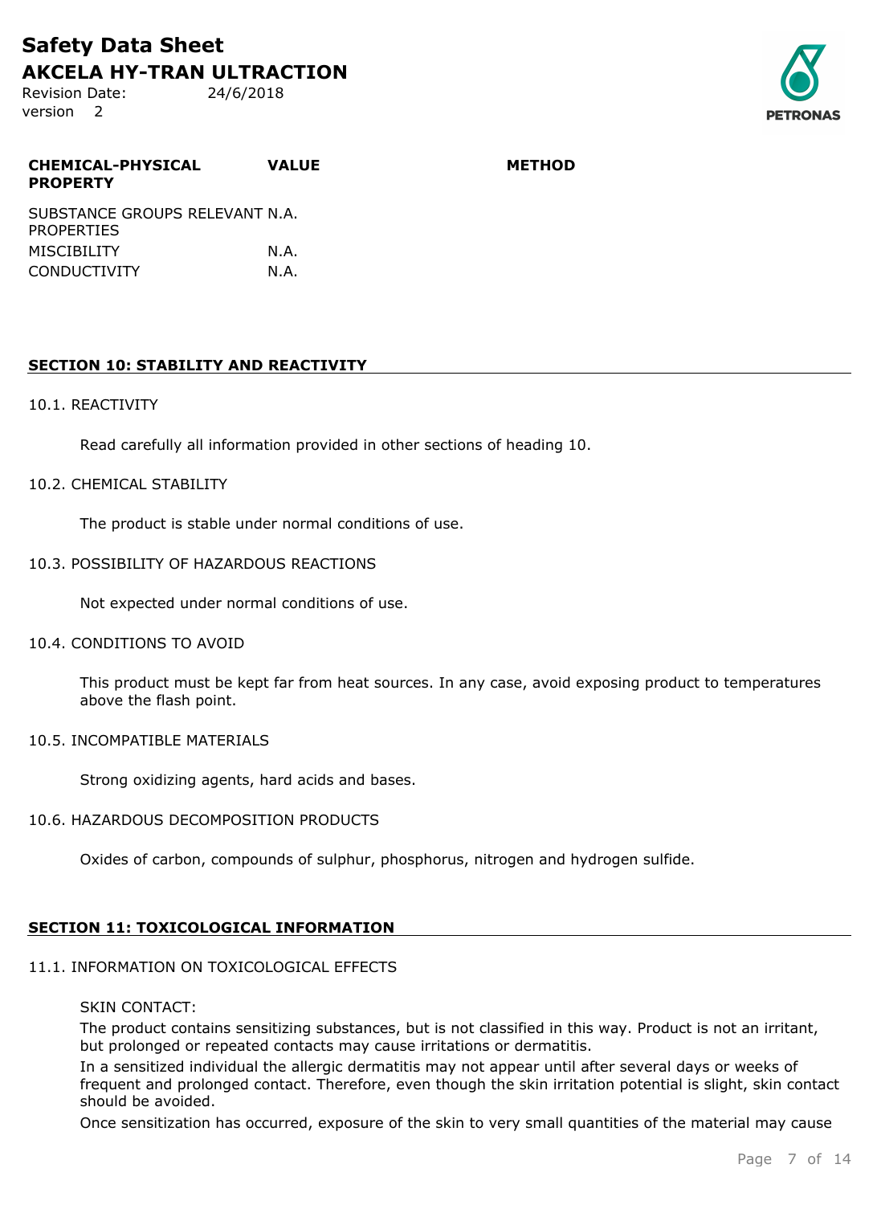| CHEMICAL-PHYSICAL PROPERTY | VALUE | METHOD |
|---|---|---|
| SUBSTANCE GROUPS RELEVANT PROPERTIES | N.A. | |
| MISCIBILITY | N.A. | |
| CONDUCTIVITY | N.A. | |

## SECTION 10: STABILITY AND REACTIVITY

### 10.1. REACTIVITY

Read carefully all information provided in other sections of heading 10.

### 10.2. CHEMICAL STABILITY

The product is stable under normal conditions of use.

### 10.3. POSSIBILITY OF HAZARDOUS REACTIONS

Not expected under normal conditions of use.

### 10.4. CONDITIONS TO AVOID

This product must be kept far from heat sources. In any case, avoid exposing product to temperatures above the flash point.

### 10.5. INCOMPATIBLE MATERIALS

Strong oxidizing agents, hard acids and bases.

### 10.6. HAZARDOUS DECOMPOSITION PRODUCTS

Oxides of carbon, compounds of sulphur, phosphorus, nitrogen and hydrogen sulfide.

## SECTION 11: TOXICOLOGICAL INFORMATION

### 11.1. INFORMATION ON TOXICOLOGICAL EFFECTS

SKIN CONTACT:

The product contains sensitizing substances, but is not classified in this way. Product is not an irritant, but prolonged or repeated contacts may cause irritations or dermatitis.

In a sensitized individual the allergic dermatitis may not appear until after several days or weeks of frequent and prolonged contact. Therefore, even though the skin irritation potential is slight, skin contact should be avoided.

Once sensitization has occurred, exposure of the skin to very small quantities of the material may cause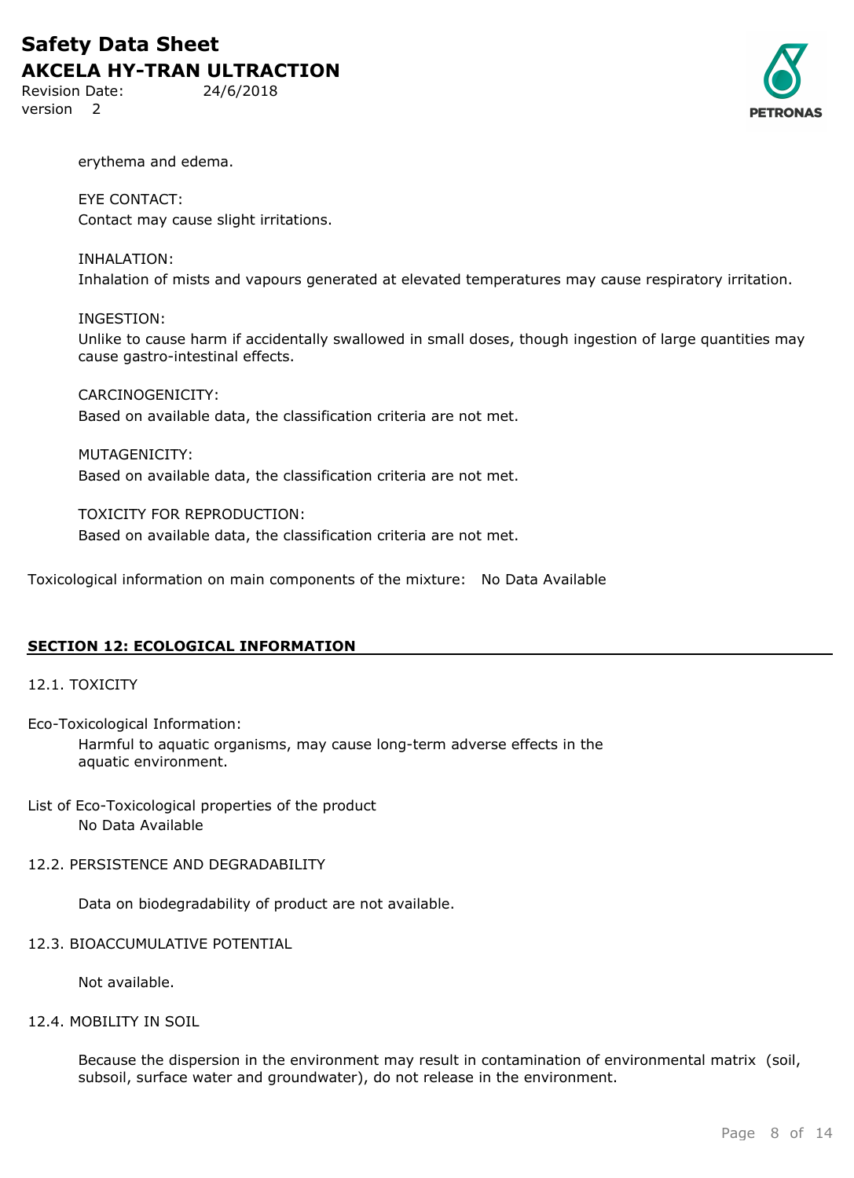erythema and edema.

EYE CONTACT:
Contact may cause slight irritations.

INHALATION:
Inhalation of mists and vapours generated at elevated temperatures may cause respiratory irritation.

INGESTION:
Unlike to cause harm if accidentally swallowed in small doses, though ingestion of large quantities may cause gastro-intestinal effects.

CARCINOGENICITY:
Based on available data, the classification criteria are not met.

MUTAGENICITY:
Based on available data, the classification criteria are not met.

TOXICITY FOR REPRODUCTION:
Based on available data, the classification criteria are not met.

Toxicological information on main components of the mixture: No Data Available

## SECTION 12: ECOLOGICAL INFORMATION

### 12.1. TOXICITY

Eco-Toxicological Information:

Harmful to aquatic organisms, may cause long-term adverse effects in the aquatic environment.

List of Eco-Toxicological properties of the product

No Data Available

### 12.2. PERSISTENCE AND DEGRADABILITY

Data on biodegradability of product are not available.

### 12.3. BIOACCUMULATIVE POTENTIAL

Not available.

### 12.4. MOBILITY IN SOIL

Because the dispersion in the environment may result in contamination of environmental matrix (soil, subsoil, surface water and groundwater), do not release in the environment.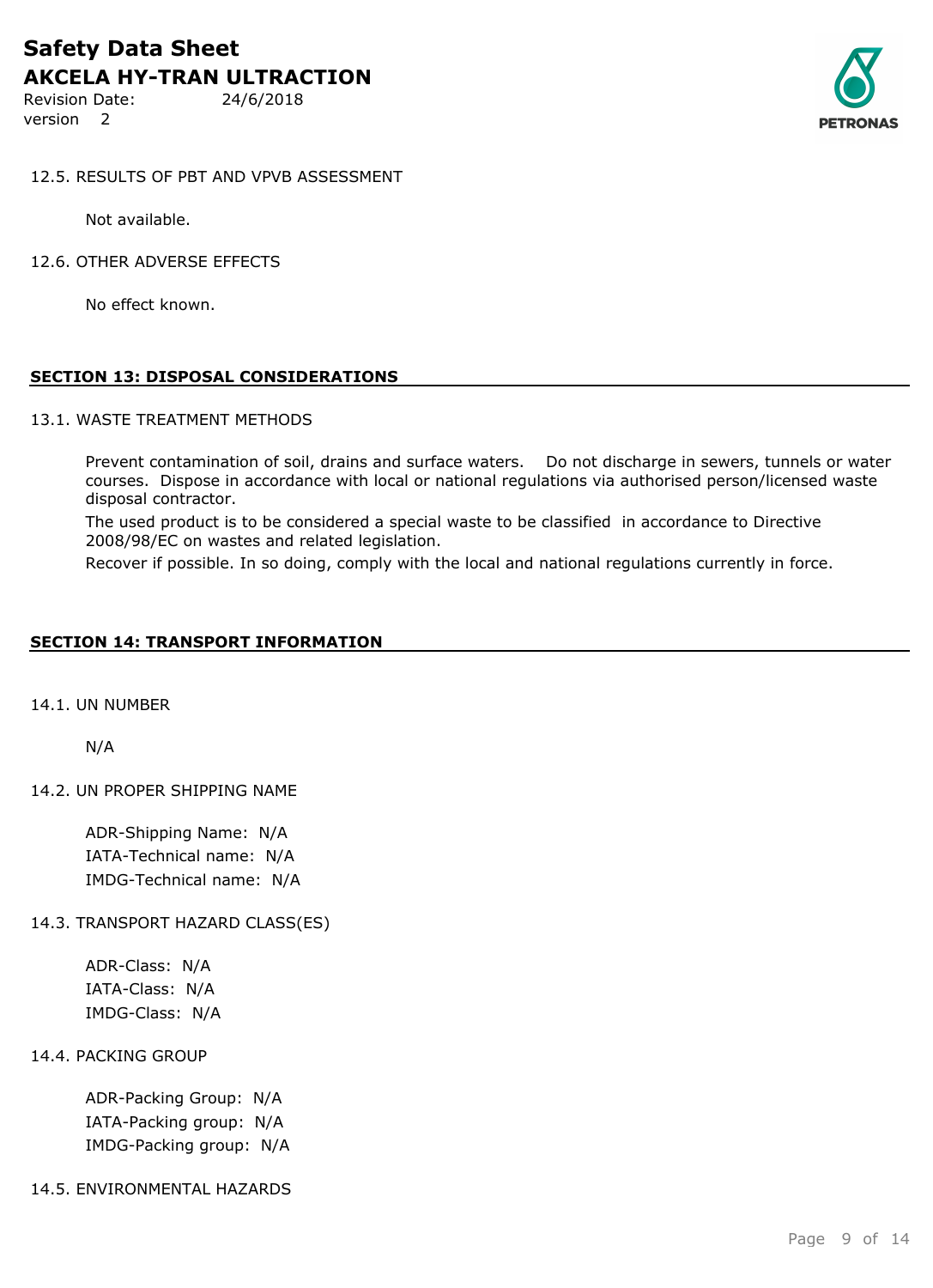12.5. RESULTS OF PBT AND VPVB ASSESSMENT

Not available.

12.6. OTHER ADVERSE EFFECTS

No effect known.

## SECTION 13: DISPOSAL CONSIDERATIONS

13.1. WASTE TREATMENT METHODS

Prevent contamination of soil, drains and surface waters. Do not discharge in sewers, tunnels or water courses. Dispose in accordance with local or national regulations via authorised person/licensed waste disposal contractor.

The used product is to be considered a special waste to be classified in accordance to Directive 2008/98/EC on wastes and related legislation.

Recover if possible. In so doing, comply with the local and national regulations currently in force.

## SECTION 14: TRANSPORT INFORMATION

14.1. UN NUMBER

N/A

14.2. UN PROPER SHIPPING NAME

ADR-Shipping Name: N/A
IATA-Technical name: N/A
IMDG-Technical name: N/A

14.3. TRANSPORT HAZARD CLASS(ES)

ADR-Class: N/A
IATA-Class: N/A
IMDG-Class: N/A

14.4. PACKING GROUP

ADR-Packing Group: N/A
IATA-Packing group: N/A
IMDG-Packing group: N/A

14.5. ENVIRONMENTAL HAZARDS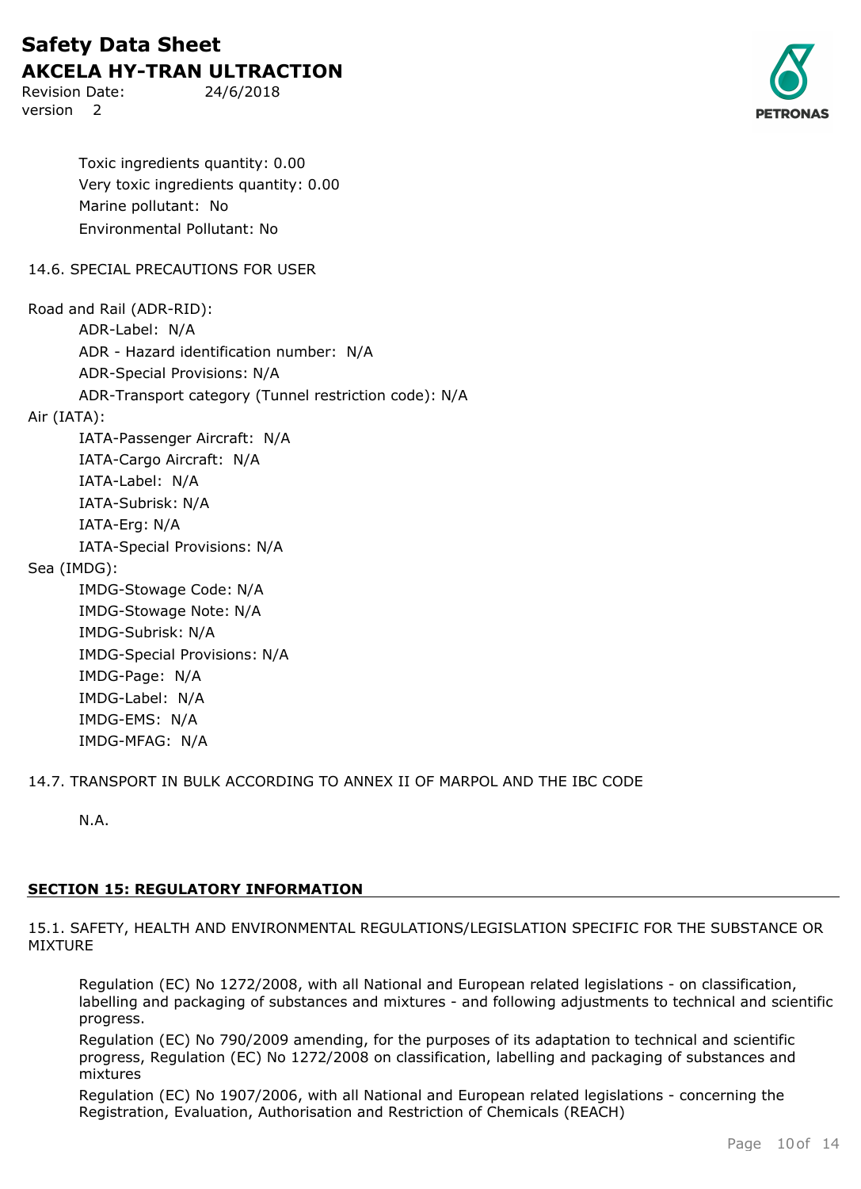Toxic ingredients quantity: 0.00
Very toxic ingredients quantity: 0.00
Marine pollutant: No
Environmental Pollutant: No

14.6. SPECIAL PRECAUTIONS FOR USER

Road and Rail (ADR-RID):
- ADR-Label: N/A
- ADR - Hazard identification number: N/A
- ADR-Special Provisions: N/A
- ADR-Transport category (Tunnel restriction code): N/A

Air (IATA):
- IATA-Passenger Aircraft: N/A
- IATA-Cargo Aircraft: N/A
- IATA-Label: N/A
- IATA-Subrisk: N/A
- IATA-Erg: N/A
- IATA-Special Provisions: N/A

Sea (IMDG):
- IMDG-Stowage Code: N/A
- IMDG-Stowage Note: N/A
- IMDG-Subrisk: N/A
- IMDG-Special Provisions: N/A
- IMDG-Page: N/A
- IMDG-Label: N/A
- IMDG-EMS: N/A
- IMDG-MFAG: N/A

14.7. TRANSPORT IN BULK ACCORDING TO ANNEX II OF MARPOL AND THE IBC CODE

N.A.

## SECTION 15: REGULATORY INFORMATION

15.1. SAFETY, HEALTH AND ENVIRONMENTAL REGULATIONS/LEGISLATION SPECIFIC FOR THE SUBSTANCE OR MIXTURE

Regulation (EC) No 1272/2008, with all National and European related legislations - on classification, labelling and packaging of substances and mixtures - and following adjustments to technical and scientific progress.

Regulation (EC) No 790/2009 amending, for the purposes of its adaptation to technical and scientific progress, Regulation (EC) No 1272/2008 on classification, labelling and packaging of substances and mixtures

Regulation (EC) No 1907/2006, with all National and European related legislations - concerning the Registration, Evaluation, Authorisation and Restriction of Chemicals (REACH)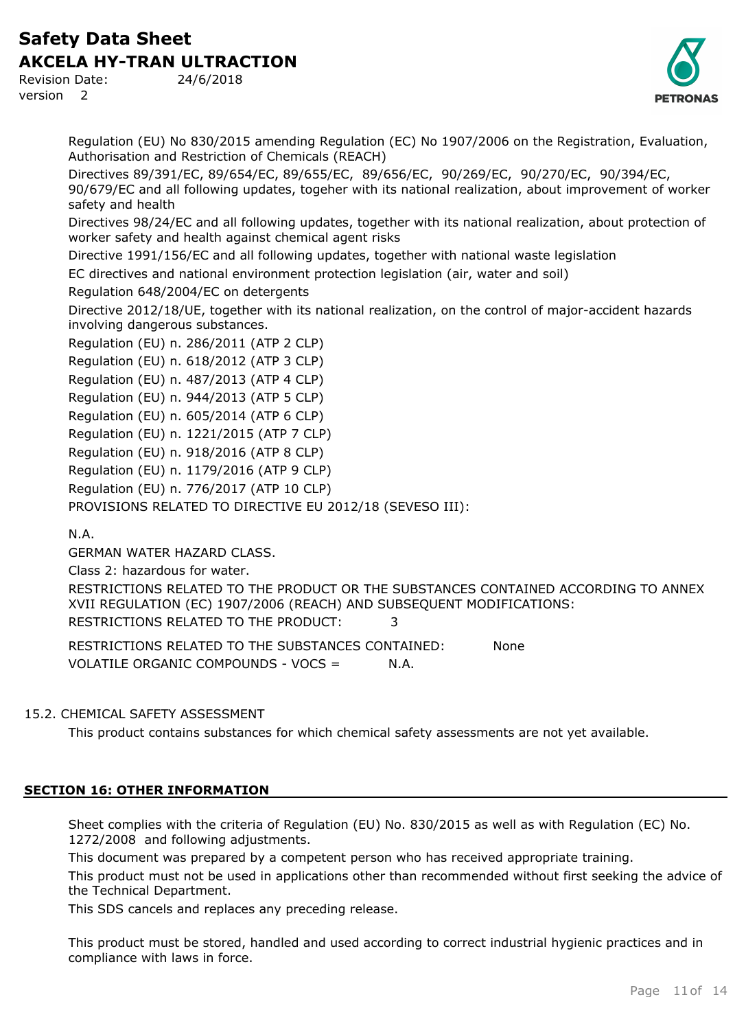Regulation (EU) No 830/2015 amending Regulation (EC) No 1907/2006 on the Registration, Evaluation, Authorisation and Restriction of Chemicals (REACH)

Directives 89/391/EC, 89/654/EC, 89/655/EC, 89/656/EC, 90/269/EC, 90/270/EC, 90/394/EC, 90/679/EC and all following updates, togeher with its national realization, about improvement of worker safety and health

Directives 98/24/EC and all following updates, together with its national realization, about protection of worker safety and health against chemical agent risks

Directive 1991/156/EC and all following updates, together with national waste legislation

EC directives and national environment protection legislation (air, water and soil)

Regulation 648/2004/EC on detergents

Directive 2012/18/UE, together with its national realization, on the control of major-accident hazards involving dangerous substances.

Regulation (EU) n. 286/2011 (ATP 2 CLP)

Regulation (EU) n. 618/2012 (ATP 3 CLP)

Regulation (EU) n. 487/2013 (ATP 4 CLP)

Regulation (EU) n. 944/2013 (ATP 5 CLP)

Regulation (EU) n. 605/2014 (ATP 6 CLP)

Regulation (EU) n. 1221/2015 (ATP 7 CLP)

Regulation (EU) n. 918/2016 (ATP 8 CLP)

Regulation (EU) n. 1179/2016 (ATP 9 CLP)

Regulation (EU) n. 776/2017 (ATP 10 CLP)

PROVISIONS RELATED TO DIRECTIVE EU 2012/18 (SEVESO III):

N.A.

GERMAN WATER HAZARD CLASS.

Class 2: hazardous for water.

RESTRICTIONS RELATED TO THE PRODUCT OR THE SUBSTANCES CONTAINED ACCORDING TO ANNEX XVII REGULATION (EC) 1907/2006 (REACH) AND SUBSEQUENT MODIFICATIONS:

RESTRICTIONS RELATED TO THE PRODUCT: 3

RESTRICTIONS RELATED TO THE SUBSTANCES CONTAINED: None

VOLATILE ORGANIC COMPOUNDS - VOCS = N.A.

15.2. CHEMICAL SAFETY ASSESSMENT

This product contains substances for which chemical safety assessments are not yet available.

## SECTION 16: OTHER INFORMATION

Sheet complies with the criteria of Regulation (EU) No. 830/2015 as well as with Regulation (EC) No. 1272/2008 and following adjustments.

This document was prepared by a competent person who has received appropriate training.

This product must not be used in applications other than recommended without first seeking the advice of the Technical Department.

This SDS cancels and replaces any preceding release.

This product must be stored, handled and used according to correct industrial hygienic practices and in compliance with laws in force.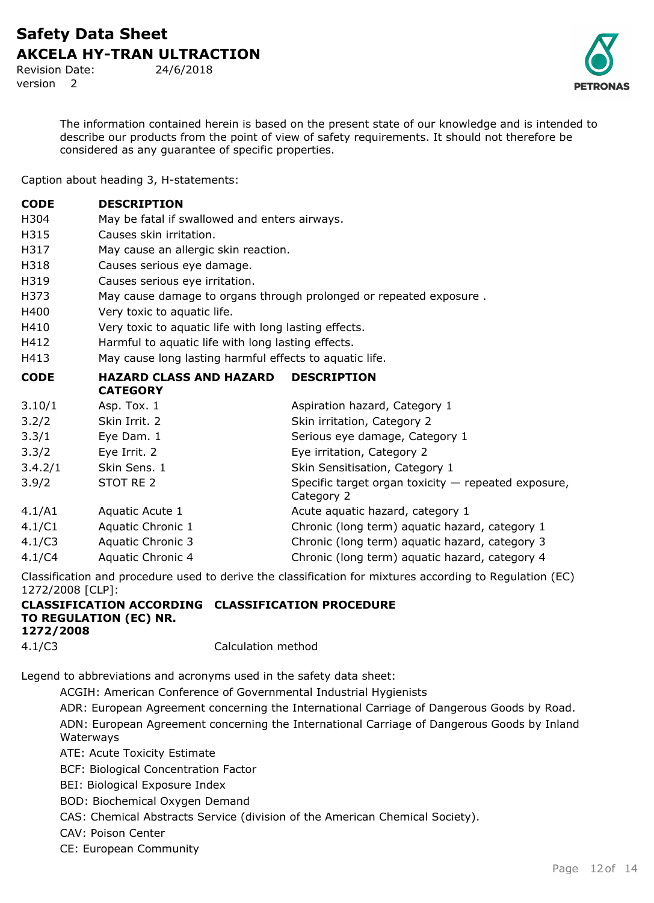The information contained herein is based on the present state of our knowledge and is intended to describe our products from the point of view of safety requirements. It should not therefore be considered as any guarantee of specific properties.

Caption about heading 3, H-statements:

| CODE | DESCRIPTION |
|---|---|
| H304 | May be fatal if swallowed and enters airways. |
| H315 | Causes skin irritation. |
| H317 | May cause an allergic skin reaction. |
| H318 | Causes serious eye damage. |
| H319 | Causes serious eye irritation. |
| H373 | May cause damage to organs through prolonged or repeated exposure . |
| H400 | Very toxic to aquatic life. |
| H410 | Very toxic to aquatic life with long lasting effects. |
| H412 | Harmful to aquatic life with long lasting effects. |
| H413 | May cause long lasting harmful effects to aquatic life. |

| CODE | HAZARD CLASS AND HAZARD CATEGORY | DESCRIPTION |
|---|---|---|
| 3.10/1 | Asp. Tox. 1 | Aspiration hazard, Category 1 |
| 3.2/2 | Skin Irrit. 2 | Skin irritation, Category 2 |
| 3.3/1 | Eye Dam. 1 | Serious eye damage, Category 1 |
| 3.3/2 | Eye Irrit. 2 | Eye irritation, Category 2 |
| 3.4.2/1 | Skin Sens. 1 | Skin Sensitisation, Category 1 |
| 3.9/2 | STOT RE 2 | Specific target organ toxicity — repeated exposure, Category 2 |
| 4.1/A1 | Aquatic Acute 1 | Acute aquatic hazard, category 1 |
| 4.1/C1 | Aquatic Chronic 1 | Chronic (long term) aquatic hazard, category 1 |
| 4.1/C3 | Aquatic Chronic 3 | Chronic (long term) aquatic hazard, category 3 |
| 4.1/C4 | Aquatic Chronic 4 | Chronic (long term) aquatic hazard, category 4 |

Classification and procedure used to derive the classification for mixtures according to Regulation (EC) 1272/2008 [CLP]:

| CLASSIFICATION ACCORDING TO REGULATION (EC) NR. 1272/2008 | CLASSIFICATION PROCEDURE |
|---|---|
| 4.1/C3 | Calculation method |

Legend to abbreviations and acronyms used in the safety data sheet:

- ACGIH: American Conference of Governmental Industrial Hygienists
- ADR: European Agreement concerning the International Carriage of Dangerous Goods by Road.
- ADN: European Agreement concerning the International Carriage of Dangerous Goods by Inland Waterways
- ATE: Acute Toxicity Estimate
- BCF: Biological Concentration Factor
- BEI: Biological Exposure Index
- BOD: Biochemical Oxygen Demand
- CAS: Chemical Abstracts Service (division of the American Chemical Society).
- CAV: Poison Center
- CE: European Community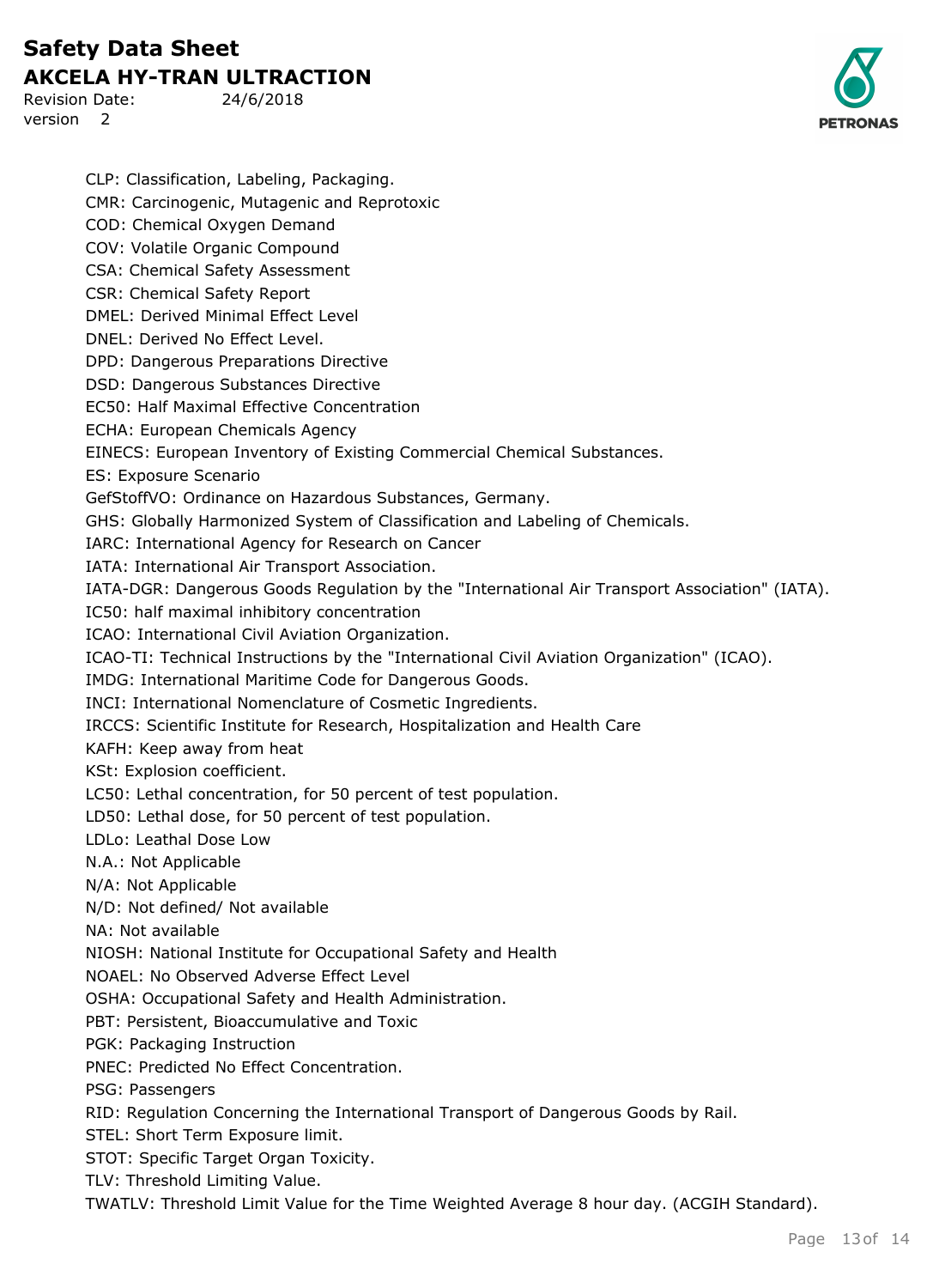CLP: Classification, Labeling, Packaging.
CMR: Carcinogenic, Mutagenic and Reprotoxic
COD: Chemical Oxygen Demand
COV: Volatile Organic Compound
CSA: Chemical Safety Assessment
CSR: Chemical Safety Report
DMEL: Derived Minimal Effect Level
DNEL: Derived No Effect Level.
DPD: Dangerous Preparations Directive
DSD: Dangerous Substances Directive
EC50: Half Maximal Effective Concentration
ECHA: European Chemicals Agency
EINECS: European Inventory of Existing Commercial Chemical Substances.
ES: Exposure Scenario
GefStoffVO: Ordinance on Hazardous Substances, Germany.
GHS: Globally Harmonized System of Classification and Labeling of Chemicals.
IARC: International Agency for Research on Cancer
IATA: International Air Transport Association.
IATA-DGR: Dangerous Goods Regulation by the "International Air Transport Association" (IATA).
IC50: half maximal inhibitory concentration
ICAO: International Civil Aviation Organization.
ICAO-TI: Technical Instructions by the "International Civil Aviation Organization" (ICAO).
IMDG: International Maritime Code for Dangerous Goods.
INCI: International Nomenclature of Cosmetic Ingredients.
IRCCS: Scientific Institute for Research, Hospitalization and Health Care
KAFH: Keep away from heat
KSt: Explosion coefficient.
LC50: Lethal concentration, for 50 percent of test population.
LD50: Lethal dose, for 50 percent of test population.
LDLo: Leathal Dose Low
N.A.: Not Applicable
N/A: Not Applicable
N/D: Not defined/ Not available
NA: Not available
NIOSH: National Institute for Occupational Safety and Health
NOAEL: No Observed Adverse Effect Level
OSHA: Occupational Safety and Health Administration.
PBT: Persistent, Bioaccumulative and Toxic
PGK: Packaging Instruction
PNEC: Predicted No Effect Concentration.
PSG: Passengers
RID: Regulation Concerning the International Transport of Dangerous Goods by Rail.
STEL: Short Term Exposure limit.
STOT: Specific Target Organ Toxicity.
TLV: Threshold Limiting Value.
TWATLV: Threshold Limit Value for the Time Weighted Average 8 hour day. (ACGIH Standard).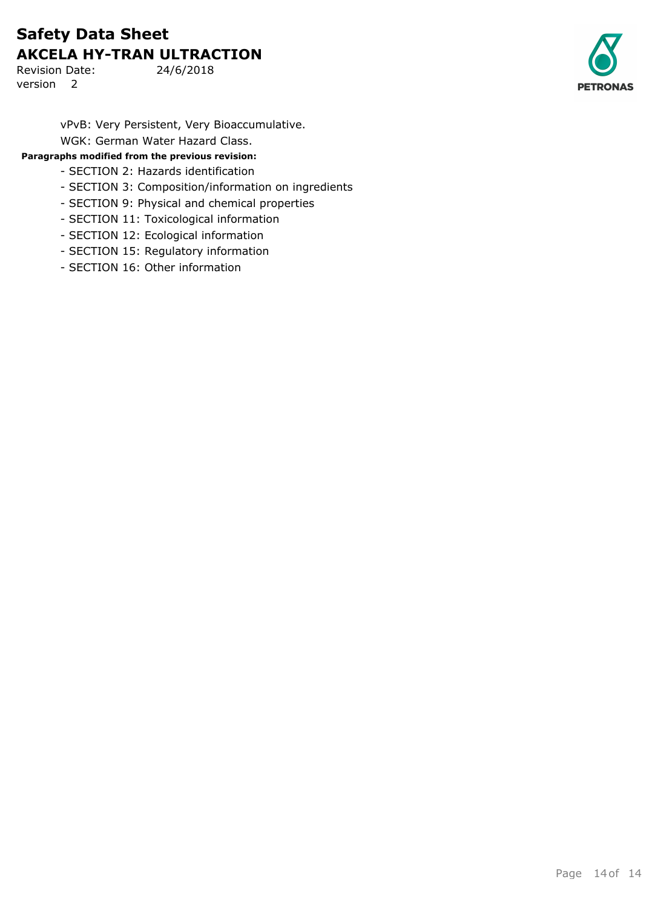vPvB: Very Persistent, Very Bioaccumulative.

WGK: German Water Hazard Class.

**Paragraphs modified from the previous revision:**

- SECTION 2: Hazards identification
- SECTION 3: Composition/information on ingredients
- SECTION 9: Physical and chemical properties
- SECTION 11: Toxicological information
- SECTION 12: Ecological information
- SECTION 15: Regulatory information
- SECTION 16: Other information